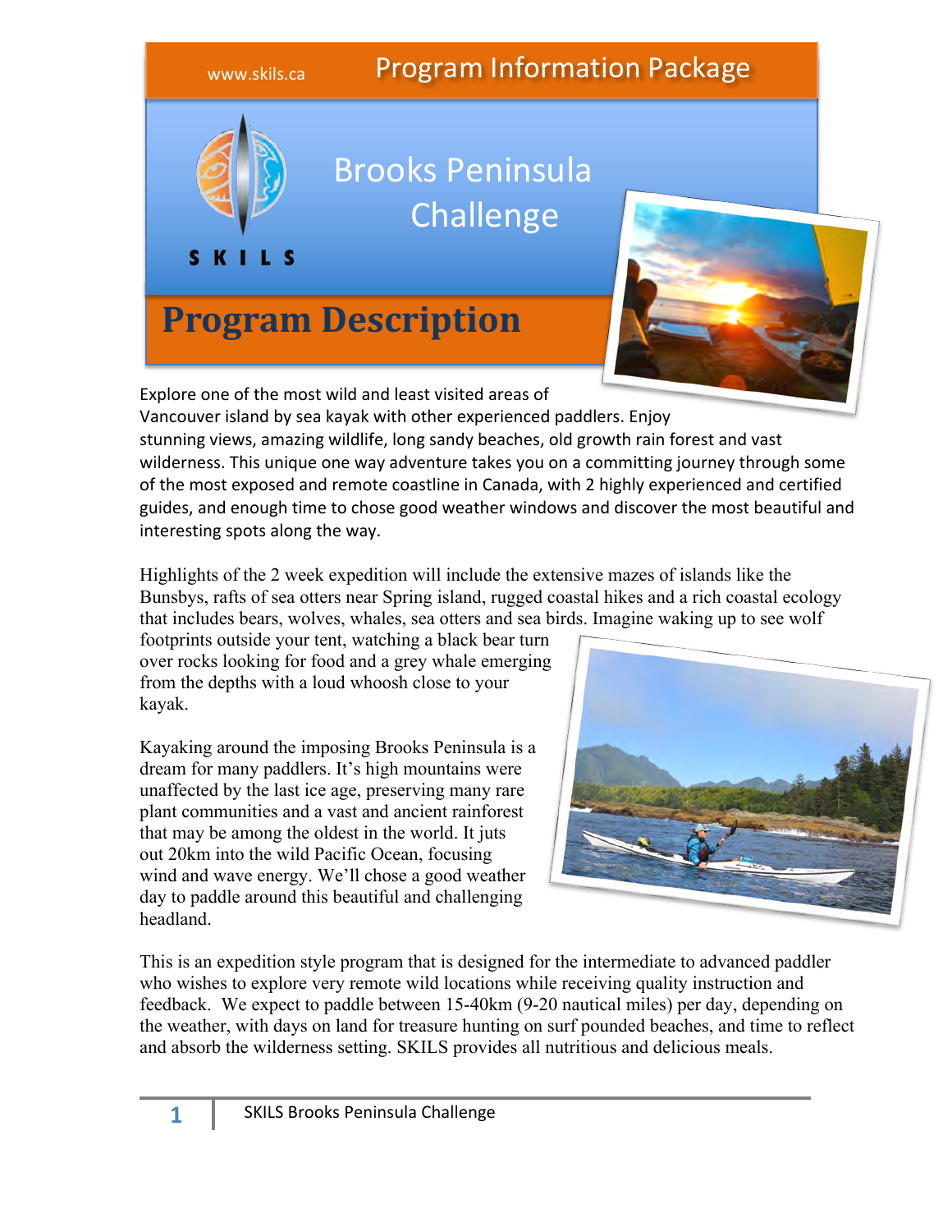www.skils.ca

# Program Information Package

SKILS

## Brooks Peninsula Challenge

# Program Description

Explore one of the most wild and least visited areas of Vancouver island by sea kayak with other experienced paddlers. Enjoy stunning views, amazing wildlife, long sandy beaches, old growth rain forest and vast wilderness. This unique one way adventure takes you on a committing journey through some of the most exposed and remote coastline in Canada, with 2 highly experienced and certified guides, and enough time to chose good weather windows and discover the most beautiful and interesting spots along the way.

Highlights of the 2 week expedition will include the extensive mazes of islands like the Bunsbys, rafts of sea otters near Spring island, rugged coastal hikes and a rich coastal ecology that includes bears, wolves, whales, sea otters and sea birds. Imagine waking up to see wolf footprints outside your tent, watching a black bear turn over rocks looking for food and a grey whale emerging from the depths with a loud whoosh close to your kayak.

Kayaking around the imposing Brooks Peninsula is a dream for many paddlers. It's high mountains were unaffected by the last ice age, preserving many rare plant communities and a vast and ancient rainforest that may be among the oldest in the world. It juts out 20km into the wild Pacific Ocean, focusing wind and wave energy. We'll chose a good weather day to paddle around this beautiful and challenging headland.

This is an expedition style program that is designed for the intermediate to advanced paddler who wishes to explore very remote wild locations while receiving quality instruction and feedback. We expect to paddle between 15-40km (9-20 nautical miles) per day, depending on the weather, with days on land for treasure hunting on surf pounded beaches, and time to reflect and absorb the wilderness setting. SKILS provides all nutritious and delicious meals.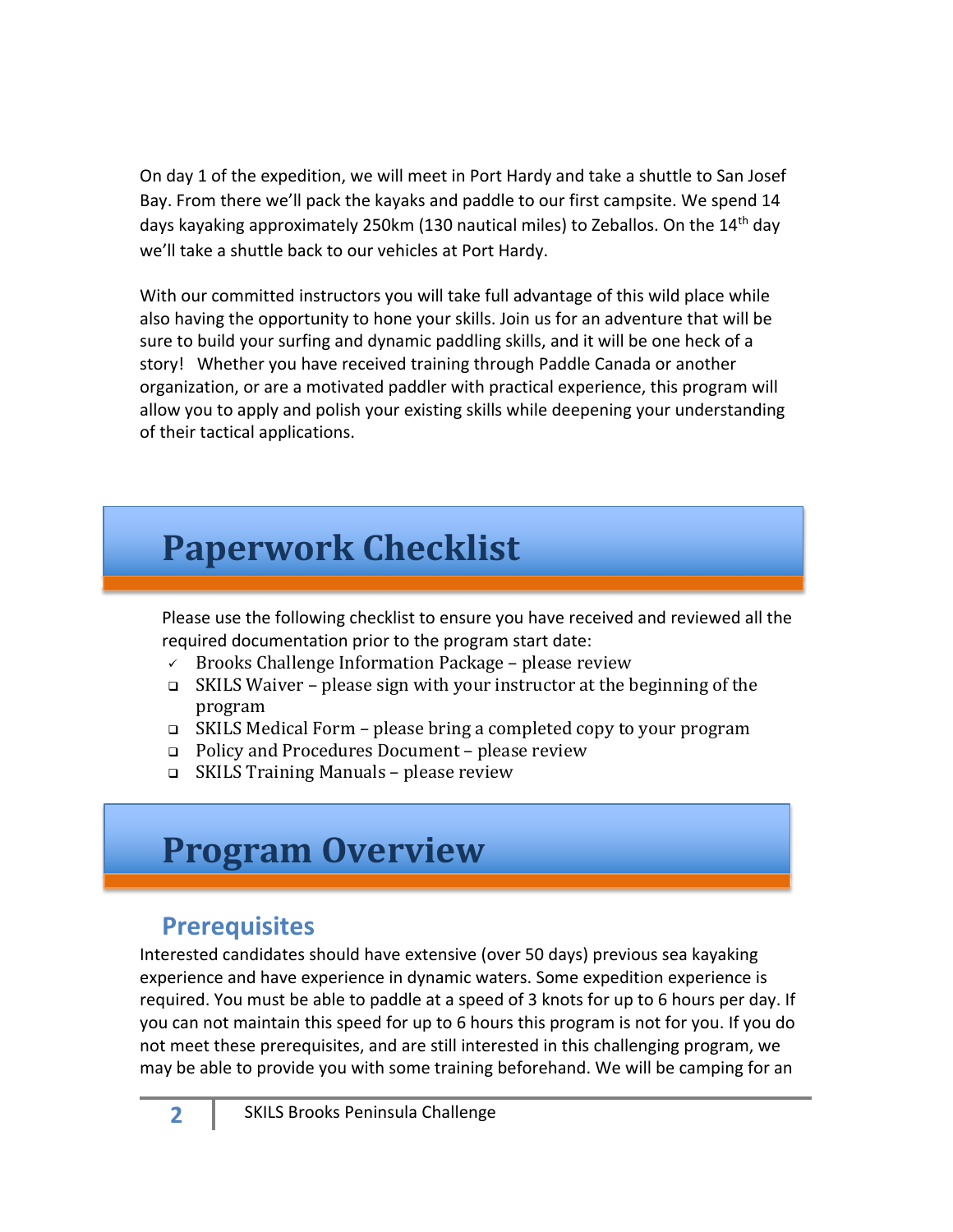On day 1 of the expedition, we will meet in Port Hardy and take a shuttle to San Josef Bay. From there we'll pack the kayaks and paddle to our first campsite. We spend 14 days kayaking approximately 250km (130 nautical miles) to Zeballos. On the 14th day we'll take a shuttle back to our vehicles at Port Hardy.

With our committed instructors you will take full advantage of this wild place while also having the opportunity to hone your skills. Join us for an adventure that will be sure to build your surfing and dynamic paddling skills, and it will be one heck of a story! Whether you have received training through Paddle Canada or another organization, or are a motivated paddler with practical experience, this program will allow you to apply and polish your existing skills while deepening your understanding of their tactical applications.

# Paperwork Checklist

Please use the following checklist to ensure you have received and reviewed all the required documentation prior to the program start date:

- ✓ Brooks Challenge Information Package – please review
- ❑ SKILS Waiver – please sign with your instructor at the beginning of the program
- ❑ SKILS Medical Form – please bring a completed copy to your program
- ❑ Policy and Procedures Document – please review
- ❑ SKILS Training Manuals – please review

# Program Overview

## Prerequisites

Interested candidates should have extensive (over 50 days) previous sea kayaking experience and have experience in dynamic waters. Some expedition experience is required. You must be able to paddle at a speed of 3 knots for up to 6 hours per day. If you can not maintain this speed for up to 6 hours this program is not for you. If you do not meet these prerequisites, and are still interested in this challenging program, we may be able to provide you with some training beforehand. We will be camping for an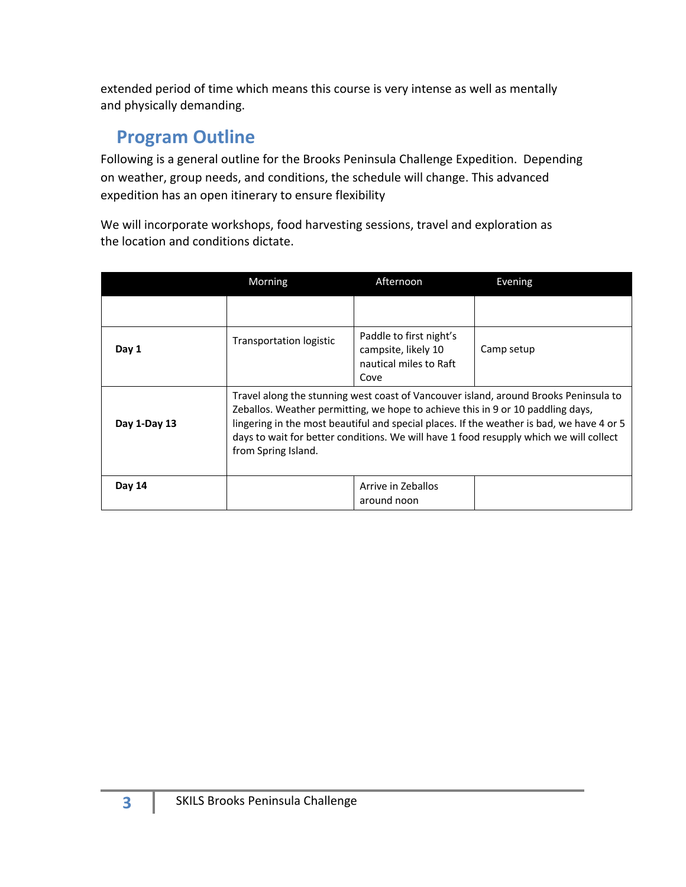extended period of time which means this course is very intense as well as mentally and physically demanding.

## Program Outline

Following is a general outline for the Brooks Peninsula Challenge Expedition. Depending on weather, group needs, and conditions, the schedule will change. This advanced expedition has an open itinerary to ensure flexibility

We will incorporate workshops, food harvesting sessions, travel and exploration as the location and conditions dictate.

| | Morning | Afternoon | Evening |
|---|---|---|---|
| | | | |
| **Day 1** | Transportation logistic | Paddle to first night's campsite, likely 10 nautical miles to Raft Cove | Camp setup |
| **Day 1-Day 13** | Travel along the stunning west coast of Vancouver island, around Brooks Peninsula to Zeballos. Weather permitting, we hope to achieve this in 9 or 10 paddling days, lingering in the most beautiful and special places. If the weather is bad, we have 4 or 5 days to wait for better conditions. We will have 1 food resupply which we will collect from Spring Island. | | |
| **Day 14** | | Arrive in Zeballos around noon | |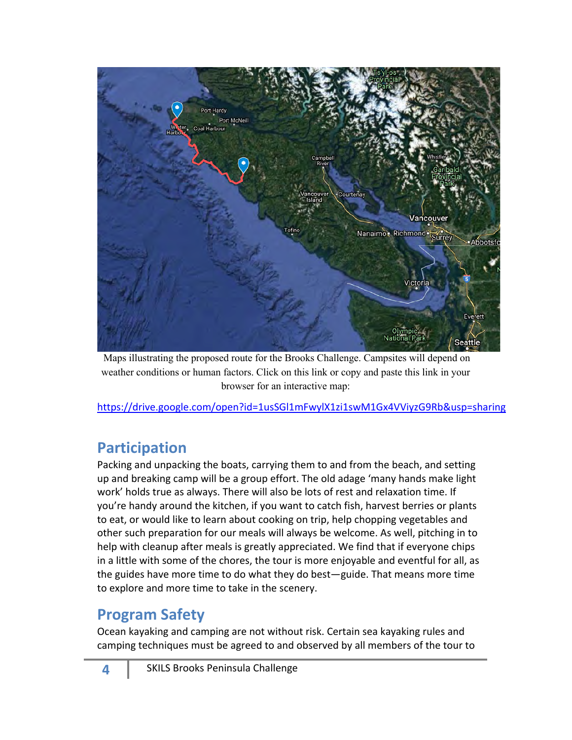Maps illustrating the proposed route for the Brooks Challenge. Campsites will depend on weather conditions or human factors. Click on this link or copy and paste this link in your browser for an interactive map:

https://drive.google.com/open?id=1usSGl1mFwylX1zi1swM1Gx4VViyzG9Rb&usp=sharing

## Participation

Packing and unpacking the boats, carrying them to and from the beach, and setting up and breaking camp will be a group effort. The old adage 'many hands make light work' holds true as always. There will also be lots of rest and relaxation time. If you're handy around the kitchen, if you want to catch fish, harvest berries or plants to eat, or would like to learn about cooking on trip, help chopping vegetables and other such preparation for our meals will always be welcome. As well, pitching in to help with cleanup after meals is greatly appreciated. We find that if everyone chips in a little with some of the chores, the tour is more enjoyable and eventful for all, as the guides have more time to do what they do best—guide. That means more time to explore and more time to take in the scenery.

## Program Safety

Ocean kayaking and camping are not without risk. Certain sea kayaking rules and camping techniques must be agreed to and observed by all members of the tour to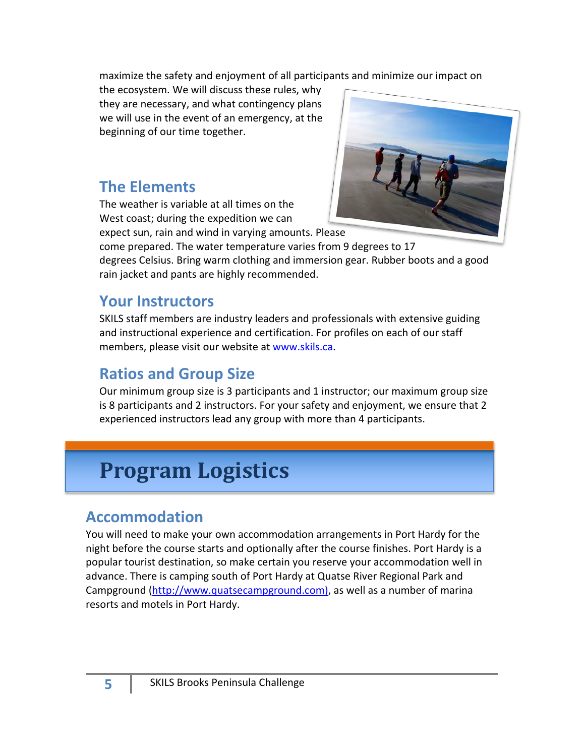maximize the safety and enjoyment of all participants and minimize our impact on the ecosystem. We will discuss these rules, why they are necessary, and what contingency plans we will use in the event of an emergency, at the beginning of our time together.

## The Elements

The weather is variable at all times on the West coast; during the expedition we can expect sun, rain and wind in varying amounts. Please come prepared. The water temperature varies from 9 degrees to 17 degrees Celsius. Bring warm clothing and immersion gear. Rubber boots and a good rain jacket and pants are highly recommended.

## Your Instructors

SKILS staff members are industry leaders and professionals with extensive guiding and instructional experience and certification. For profiles on each of our staff members, please visit our website at www.skils.ca.

## Ratios and Group Size

Our minimum group size is 3 participants and 1 instructor; our maximum group size is 8 participants and 2 instructors. For your safety and enjoyment, we ensure that 2 experienced instructors lead any group with more than 4 participants.

# Program Logistics

## Accommodation

You will need to make your own accommodation arrangements in Port Hardy for the night before the course starts and optionally after the course finishes. Port Hardy is a popular tourist destination, so make certain you reserve your accommodation well in advance. There is camping south of Port Hardy at Quatse River Regional Park and Campground (http://www.quatsecampground.com), as well as a number of marina resorts and motels in Port Hardy.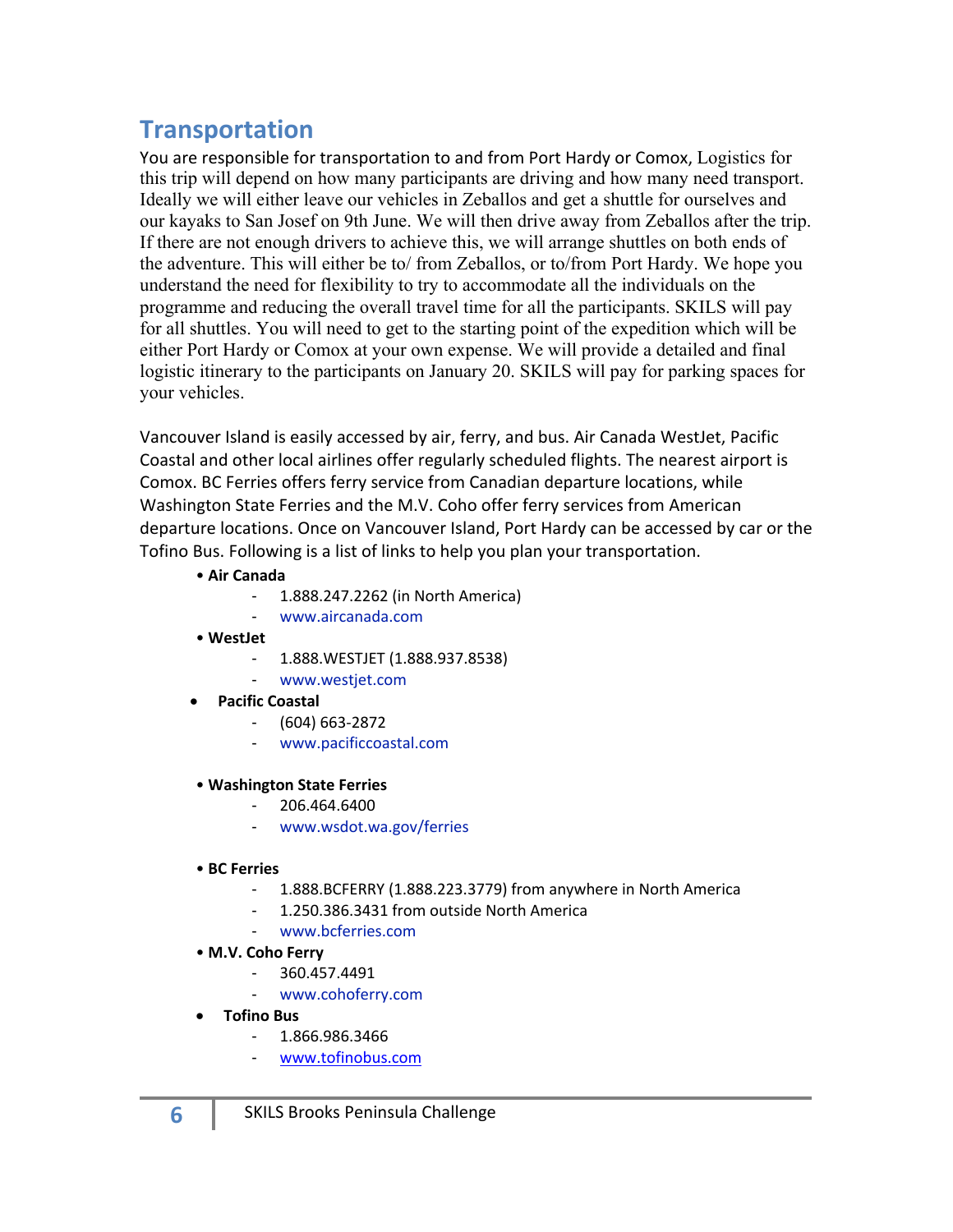## Transportation

You are responsible for transportation to and from Port Hardy or Comox, Logistics for this trip will depend on how many participants are driving and how many need transport. Ideally we will either leave our vehicles in Zeballos and get a shuttle for ourselves and our kayaks to San Josef on 9th June. We will then drive away from Zeballos after the trip. If there are not enough drivers to achieve this, we will arrange shuttles on both ends of the adventure. This will either be to/ from Zeballos, or to/from Port Hardy. We hope you understand the need for flexibility to try to accommodate all the individuals on the programme and reducing the overall travel time for all the participants. SKILS will pay for all shuttles. You will need to get to the starting point of the expedition which will be either Port Hardy or Comox at your own expense. We will provide a detailed and final logistic itinerary to the participants on January 20. SKILS will pay for parking spaces for your vehicles.

Vancouver Island is easily accessed by air, ferry, and bus. Air Canada WestJet, Pacific Coastal and other local airlines offer regularly scheduled flights. The nearest airport is Comox. BC Ferries offers ferry service from Canadian departure locations, while Washington State Ferries and the M.V. Coho offer ferry services from American departure locations. Once on Vancouver Island, Port Hardy can be accessed by car or the Tofino Bus. Following is a list of links to help you plan your transportation.

- **Air Canada**
  - 1.888.247.2262 (in North America)
  - www.aircanada.com
- **WestJet**
  - 1.888.WESTJET (1.888.937.8538)
  - www.westjet.com
- **Pacific Coastal**
  - (604) 663-2872
  - www.pacificcoastal.com
- **Washington State Ferries**
  - 206.464.6400
  - www.wsdot.wa.gov/ferries
- **BC Ferries**
  - 1.888.BCFERRY (1.888.223.3779) from anywhere in North America
  - 1.250.386.3431 from outside North America
  - www.bcferries.com
- **M.V. Coho Ferry**
  - 360.457.4491
  - www.cohoferry.com
- **Tofino Bus**
  - 1.866.986.3466
  - www.tofinobus.com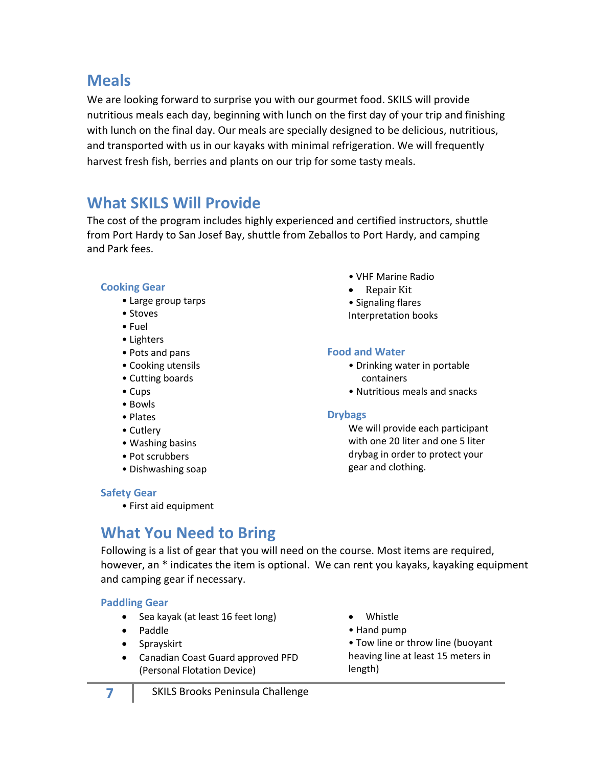## Meals

We are looking forward to surprise you with our gourmet food. SKILS will provide nutritious meals each day, beginning with lunch on the first day of your trip and finishing with lunch on the final day. Our meals are specially designed to be delicious, nutritious, and transported with us in our kayaks with minimal refrigeration. We will frequently harvest fresh fish, berries and plants on our trip for some tasty meals.

## What SKILS Will Provide

The cost of the program includes highly experienced and certified instructors, shuttle from Port Hardy to San Josef Bay, shuttle from Zeballos to Port Hardy, and camping and Park fees.

### Cooking Gear

- Large group tarps
- Stoves
- Fuel
- Lighters
- Pots and pans
- Cooking utensils
- Cutting boards
- Cups
- Bowls
- Plates
- Cutlery
- Washing basins
- Pot scrubbers
- Dishwashing soap

### Safety Gear

- First aid equipment
- VHF Marine Radio
- Repair Kit
- Signaling flares

Interpretation books

### Food and Water

- Drinking water in portable containers
- Nutritious meals and snacks

### Drybags

We will provide each participant with one 20 liter and one 5 liter drybag in order to protect your gear and clothing.

## What You Need to Bring

Following is a list of gear that you will need on the course. Most items are required, however, an * indicates the item is optional. We can rent you kayaks, kayaking equipment and camping gear if necessary.

### Paddling Gear

- Sea kayak (at least 16 feet long)
- Paddle
- Sprayskirt
- Canadian Coast Guard approved PFD (Personal Flotation Device)
- Whistle
- Hand pump
- Tow line or throw line (buoyant heaving line at least 15 meters in length)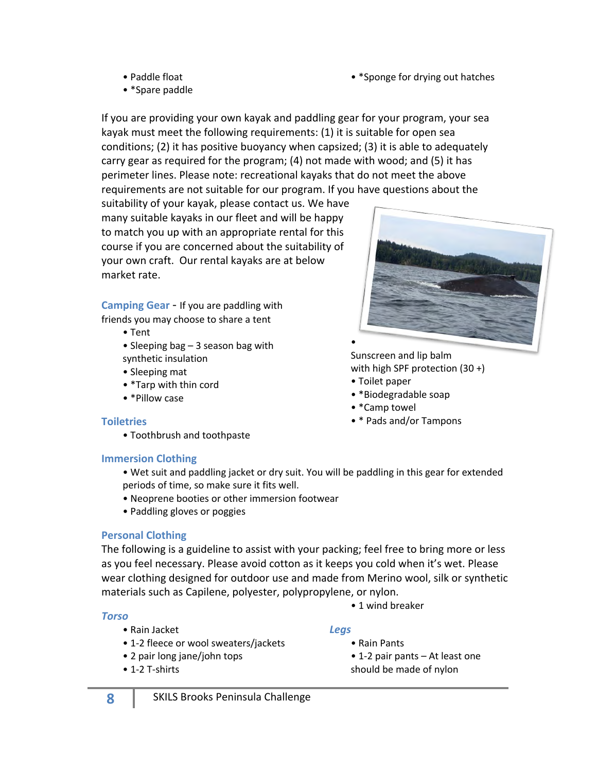- Paddle float
- *Spare paddle
- *Sponge for drying out hatches

If you are providing your own kayak and paddling gear for your program, your sea kayak must meet the following requirements: (1) it is suitable for open sea conditions; (2) it has positive buoyancy when capsized; (3) it is able to adequately carry gear as required for the program; (4) not made with wood; and (5) it has perimeter lines. Please note: recreational kayaks that do not meet the above requirements are not suitable for our program. If you have questions about the suitability of your kayak, please contact us. We have many suitable kayaks in our fleet and will be happy to match you up with an appropriate rental for this course if you are concerned about the suitability of your own craft. Our rental kayaks are at below market rate.

### Camping Gear

If you are paddling with friends you may choose to share a tent

- Tent
- Sleeping bag – 3 season bag with synthetic insulation
- Sleeping mat
- *Tarp with thin cord
- *Pillow case

### Toiletries

- Toothbrush and toothpaste
- Sunscreen and lip balm with high SPF protection (30 +)
- Toilet paper
- *Biodegradable soap
- *Camp towel
- * Pads and/or Tampons

### Immersion Clothing

- Wet suit and paddling jacket or dry suit. You will be paddling in this gear for extended periods of time, so make sure it fits well.
- Neoprene booties or other immersion footwear
- Paddling gloves or poggies

### Personal Clothing

The following is a guideline to assist with your packing; feel free to bring more or less as you feel necessary. Please avoid cotton as it keeps you cold when it's wet. Please wear clothing designed for outdoor use and made from Merino wool, silk or synthetic materials such as Capilene, polyester, polypropylene, or nylon.

#### *Torso*

- Rain Jacket
- 1-2 fleece or wool sweaters/jackets
- 2 pair long jane/john tops
- 1-2 T-shirts
- 1 wind breaker

#### *Legs*

- Rain Pants
- 1-2 pair pants – At least one should be made of nylon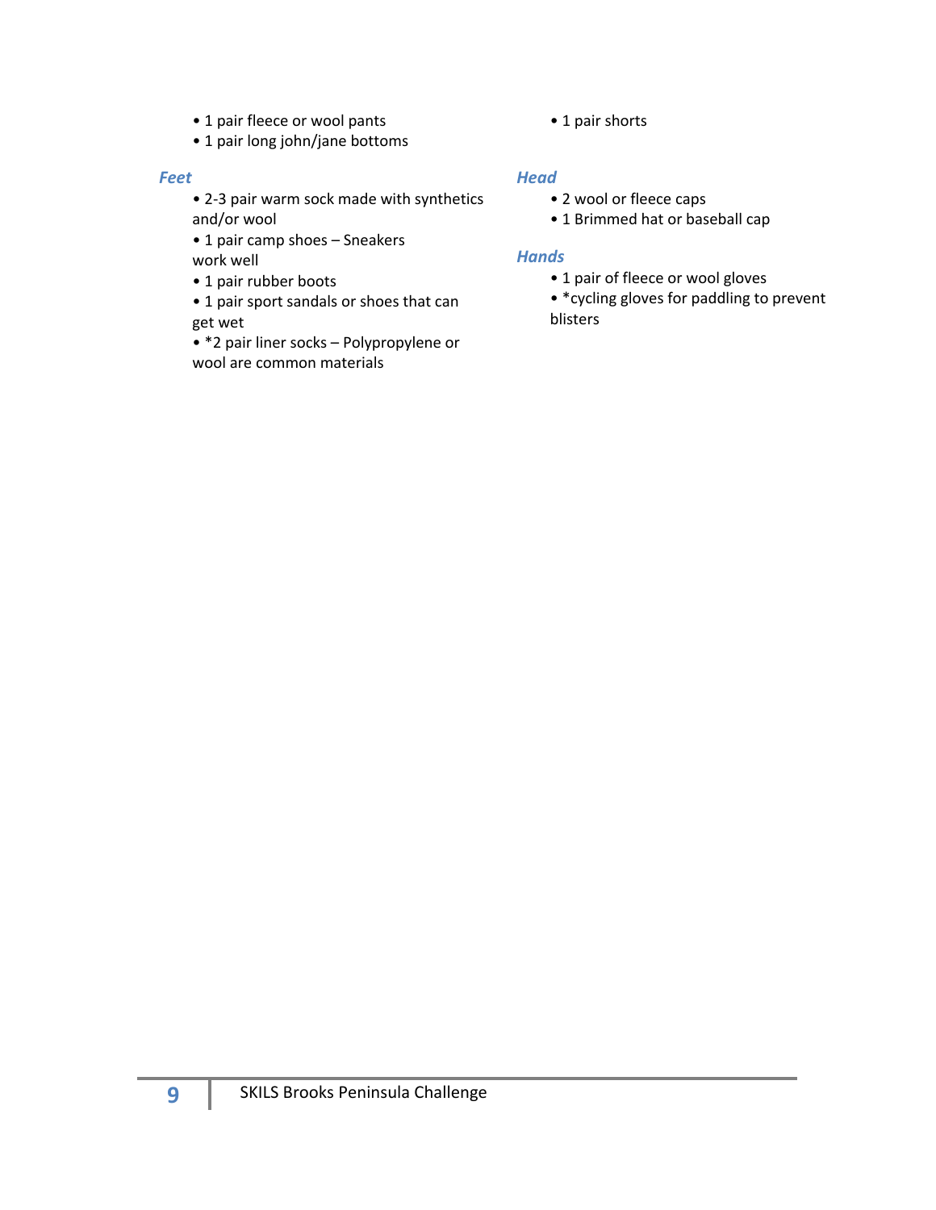- 1 pair fleece or wool pants
- 1 pair long john/jane bottoms
- 1 pair shorts

### *Feet*

- 2-3 pair warm sock made with synthetics and/or wool
- 1 pair camp shoes – Sneakers work well
- 1 pair rubber boots
- 1 pair sport sandals or shoes that can get wet
- *2 pair liner socks – Polypropylene or wool are common materials

### *Head*

- 2 wool or fleece caps
- 1 Brimmed hat or baseball cap

### *Hands*

- 1 pair of fleece or wool gloves
- *cycling gloves for paddling to prevent blisters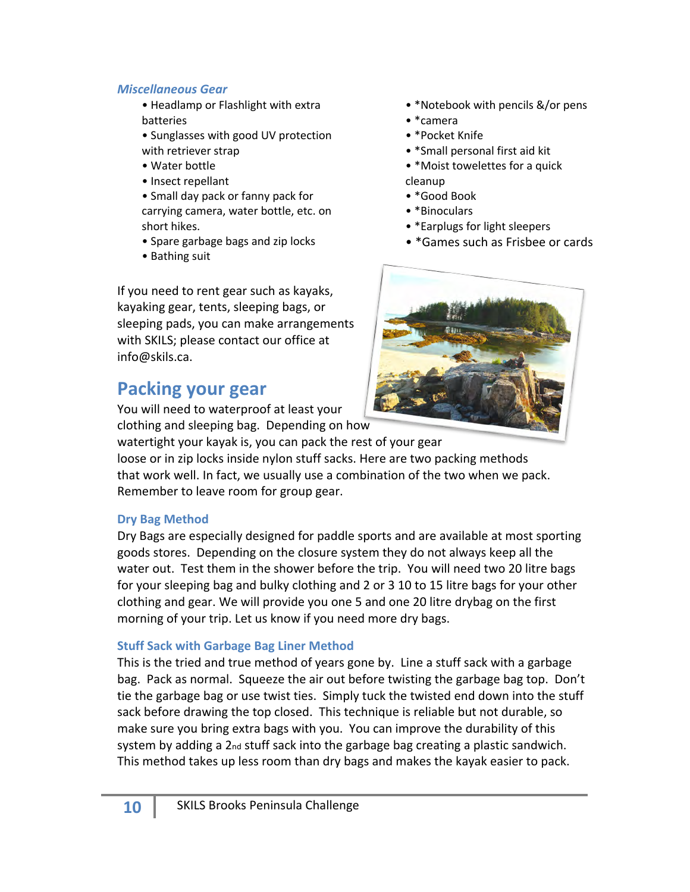### *Miscellaneous Gear*

- Headlamp or Flashlight with extra batteries
- Sunglasses with good UV protection with retriever strap
- Water bottle
- Insect repellant
- Small day pack or fanny pack for carrying camera, water bottle, etc. on short hikes.
- Spare garbage bags and zip locks
- Bathing suit
- *Notebook with pencils &/or pens
- *camera
- *Pocket Knife
- *Small personal first aid kit
- *Moist towelettes for a quick cleanup
- *Good Book
- *Binoculars
- *Earplugs for light sleepers
- *Games such as Frisbee or cards

If you need to rent gear such as kayaks, kayaking gear, tents, sleeping bags, or sleeping pads, you can make arrangements with SKILS; please contact our office at info@skils.ca.

## Packing your gear

You will need to waterproof at least your clothing and sleeping bag. Depending on how watertight your kayak is, you can pack the rest of your gear loose or in zip locks inside nylon stuff sacks. Here are two packing methods that work well. In fact, we usually use a combination of the two when we pack. Remember to leave room for group gear.

### Dry Bag Method

Dry Bags are especially designed for paddle sports and are available at most sporting goods stores. Depending on the closure system they do not always keep all the water out. Test them in the shower before the trip. You will need two 20 litre bags for your sleeping bag and bulky clothing and 2 or 3 10 to 15 litre bags for your other clothing and gear. We will provide you one 5 and one 20 litre drybag on the first morning of your trip. Let us know if you need more dry bags.

### Stuff Sack with Garbage Bag Liner Method

This is the tried and true method of years gone by. Line a stuff sack with a garbage bag. Pack as normal. Squeeze the air out before twisting the garbage bag top. Don't tie the garbage bag or use twist ties. Simply tuck the twisted end down into the stuff sack before drawing the top closed. This technique is reliable but not durable, so make sure you bring extra bags with you. You can improve the durability of this system by adding a 2nd stuff sack into the garbage bag creating a plastic sandwich. This method takes up less room than dry bags and makes the kayak easier to pack.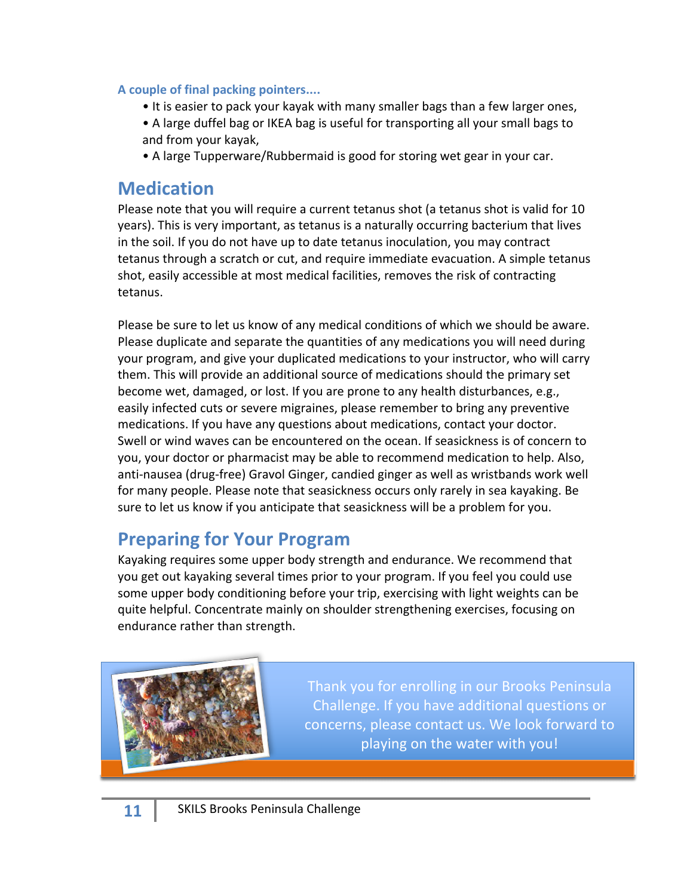### A couple of final packing pointers....

- It is easier to pack your kayak with many smaller bags than a few larger ones,
- A large duffel bag or IKEA bag is useful for transporting all your small bags to and from your kayak,
- A large Tupperware/Rubbermaid is good for storing wet gear in your car.

## Medication

Please note that you will require a current tetanus shot (a tetanus shot is valid for 10 years). This is very important, as tetanus is a naturally occurring bacterium that lives in the soil. If you do not have up to date tetanus inoculation, you may contract tetanus through a scratch or cut, and require immediate evacuation. A simple tetanus shot, easily accessible at most medical facilities, removes the risk of contracting tetanus.

Please be sure to let us know of any medical conditions of which we should be aware. Please duplicate and separate the quantities of any medications you will need during your program, and give your duplicated medications to your instructor, who will carry them. This will provide an additional source of medications should the primary set become wet, damaged, or lost. If you are prone to any health disturbances, e.g., easily infected cuts or severe migraines, please remember to bring any preventive medications. If you have any questions about medications, contact your doctor. Swell or wind waves can be encountered on the ocean. If seasickness is of concern to you, your doctor or pharmacist may be able to recommend medication to help. Also, anti-nausea (drug-free) Gravol Ginger, candied ginger as well as wristbands work well for many people. Please note that seasickness occurs only rarely in sea kayaking. Be sure to let us know if you anticipate that seasickness will be a problem for you.

## Preparing for Your Program

Kayaking requires some upper body strength and endurance. We recommend that you get out kayaking several times prior to your program. If you feel you could use some upper body conditioning before your trip, exercising with light weights can be quite helpful. Concentrate mainly on shoulder strengthening exercises, focusing on endurance rather than strength.

Thank you for enrolling in our Brooks Peninsula Challenge. If you have additional questions or concerns, please contact us. We look forward to playing on the water with you!